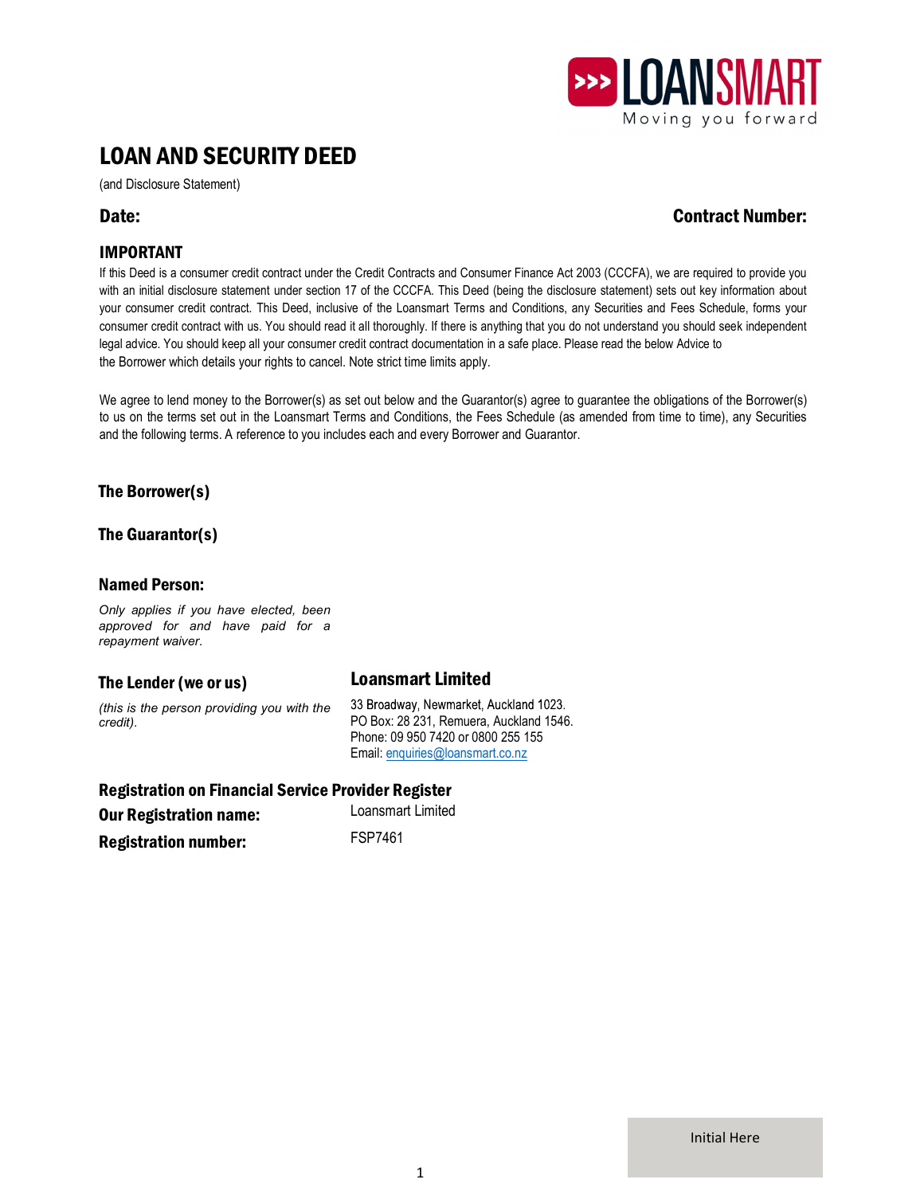# LOAN AND SECURITY DEED

(and Disclosure Statement)

**Date:** **Contract Number:**

## IMPORTANT

If this Deed is a consumer credit contract under the Credit Contracts and Consumer Finance Act 2003 (CCCFA), we are required to provide you with an initial disclosure statement under section 17 of the CCCFA. This Deed (being the disclosure statement) sets out key information about your consumer credit contract. This Deed, inclusive of the Loansmart Terms and Conditions, any Securities and Fees Schedule, forms your consumer credit contract with us. You should read it all thoroughly. If there is anything that you do not understand you should seek independent legal advice. You should keep all your consumer credit contract documentation in a safe place. Please read the below Advice to the Borrower which details your rights to cancel. Note strict time limits apply.

We agree to lend money to the Borrower(s) as set out below and the Guarantor(s) agree to guarantee the obligations of the Borrower(s) to us on the terms set out in the Loansmart Terms and Conditions, the Fees Schedule (as amended from time to time), any Securities and the following terms. A reference to you includes each and every Borrower and Guarantor.

### The Borrower(s)

### The Guarantor(s)

### Named Person:

*Only applies if you have elected, been approved for and have paid for a repayment waiver.*

### The Lender (we or us)

*(this is the person providing you with the credit).*

**Loansmart Limited**
33 Broadway, Newmarket, Auckland 1023.
PO Box: 28 231, Remuera, Auckland 1546.
Phone: 09 950 7420 or 0800 255 155
Email: enquiries@loansmart.co.nz

### Registration on Financial Service Provider Register

**Our Registration name:** Loansmart Limited

**Registration number:** FSP7461

Initial Here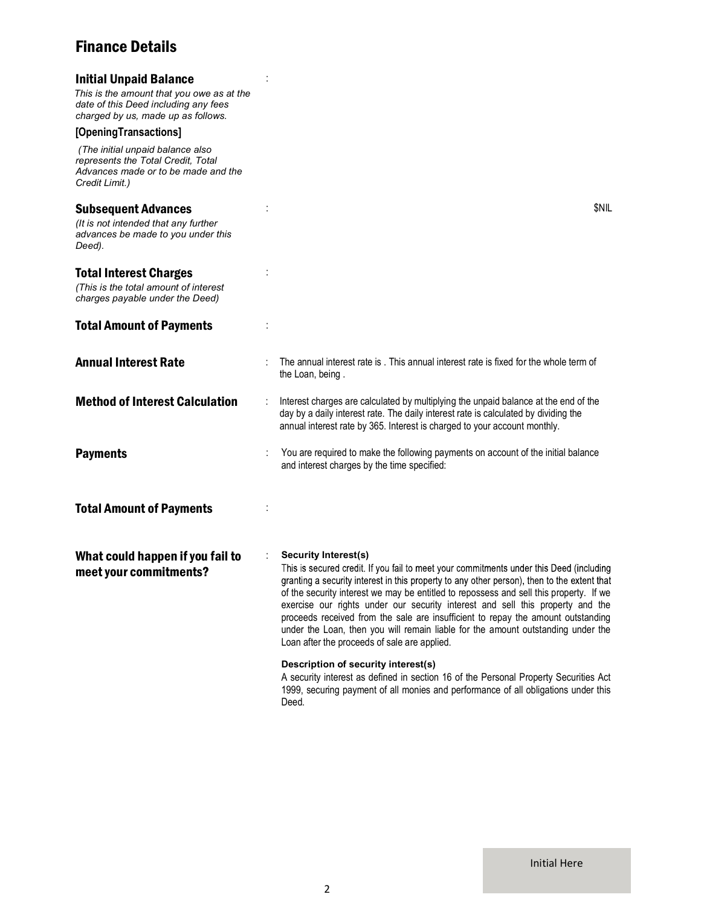## Finance Details

**Initial Unpaid Balance** :

*This is the amount that you owe as at the date of this Deed including any fees charged by us, made up as follows.*

**[OpeningTransactions]**

*(The initial unpaid balance also represents the Total Credit, Total Advances made or to be made and the Credit Limit.)*

**Subsequent Advances** : $NIL

*(It is not intended that any further advances be made to you under this Deed).*

**Total Interest Charges** :

*(This is the total amount of interest charges payable under the Deed)*

**Total Amount of Payments** :

**Annual Interest Rate** : The annual interest rate is . This annual interest rate is fixed for the whole term of the Loan, being .

**Method of Interest Calculation** : Interest charges are calculated by multiplying the unpaid balance at the end of the day by a daily interest rate. The daily interest rate is calculated by dividing the annual interest rate by 365. Interest is charged to your account monthly.

**Payments** : You are required to make the following payments on account of the initial balance and interest charges by the time specified:

**Total Amount of Payments** :

**What could happen if you fail to meet your commitments?** :

**Security Interest(s)**

This is secured credit. If you fail to meet your commitments under this Deed (including granting a security interest in this property to any other person), then to the extent that of the security interest we may be entitled to repossess and sell this property. If we exercise our rights under our security interest and sell this property and the proceeds received from the sale are insufficient to repay the amount outstanding under the Loan, then you will remain liable for the amount outstanding under the Loan after the proceeds of sale are applied.

**Description of security interest(s)**

A security interest as defined in section 16 of the Personal Property Securities Act 1999, securing payment of all monies and performance of all obligations under this Deed.

Initial Here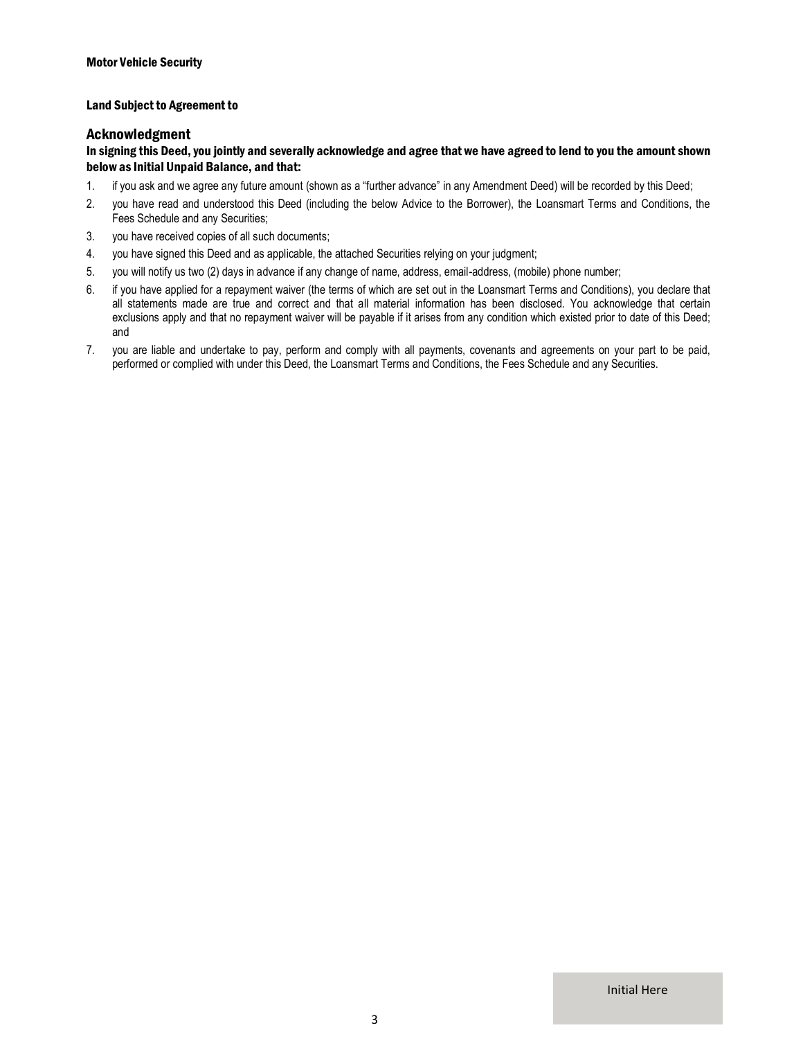**Motor Vehicle Security**

**Land Subject to Agreement to**

## Acknowledgment

**In signing this Deed, you jointly and severally acknowledge and agree that we have agreed to lend to you the amount shown below as Initial Unpaid Balance, and that:**

1. if you ask and we agree any future amount (shown as a "further advance" in any Amendment Deed) will be recorded by this Deed;
2. you have read and understood this Deed (including the below Advice to the Borrower), the Loansmart Terms and Conditions, the Fees Schedule and any Securities;
3. you have received copies of all such documents;
4. you have signed this Deed and as applicable, the attached Securities relying on your judgment;
5. you will notify us two (2) days in advance if any change of name, address, email-address, (mobile) phone number;
6. if you have applied for a repayment waiver (the terms of which are set out in the Loansmart Terms and Conditions), you declare that all statements made are true and correct and that all material information has been disclosed. You acknowledge that certain exclusions apply and that no repayment waiver will be payable if it arises from any condition which existed prior to date of this Deed; and
7. you are liable and undertake to pay, perform and comply with all payments, covenants and agreements on your part to be paid, performed or complied with under this Deed, the Loansmart Terms and Conditions, the Fees Schedule and any Securities.

Initial Here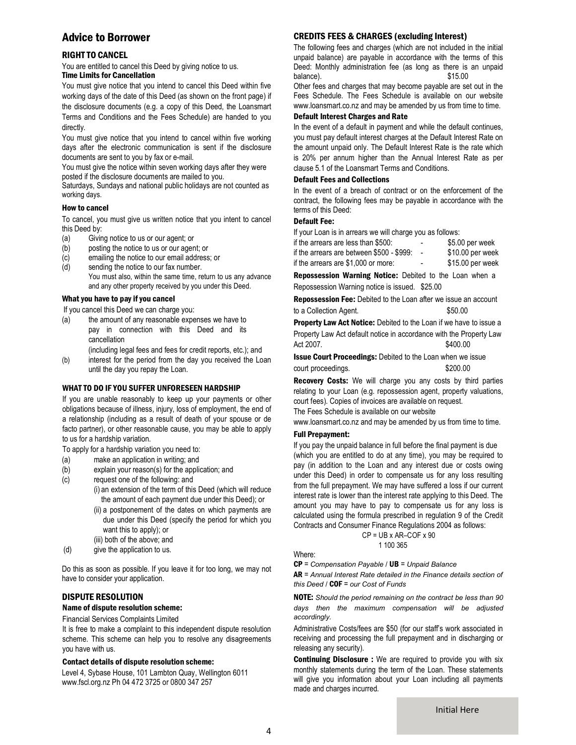# Advice to Borrower

## RIGHT TO CANCEL

You are entitled to cancel this Deed by giving notice to us.

### Time Limits for Cancellation

You must give notice that you intend to cancel this Deed within five working days of the date of this Deed (as shown on the front page) if the disclosure documents (e.g. a copy of this Deed, the Loansmart Terms and Conditions and the Fees Schedule) are handed to you directly.

You must give notice that you intend to cancel within five working days after the electronic communication is sent if the disclosure documents are sent to you by fax or e-mail.

You must give the notice within seven working days after they were posted if the disclosure documents are mailed to you.

Saturdays, Sundays and national public holidays are not counted as working days.

### How to cancel

To cancel, you must give us written notice that you intent to cancel this Deed by:

- (a) Giving notice to us or our agent; or
- (b) posting the notice to us or our agent; or
- (c) emailing the notice to our email address; or
- (d) sending the notice to our fax number.

  You must also, within the same time, return to us any advance and any other property received by you under this Deed.

### What you have to pay if you cancel

If you cancel this Deed we can charge you:

- (a) the amount of any reasonable expenses we have to pay in connection with this Deed and its cancellation (including legal fees and fees for credit reports, etc.); and
- (b) interest for the period from the day you received the Loan until the day you repay the Loan.

## WHAT TO DO IF YOU SUFFER UNFORESEEN HARDSHIP

If you are unable reasonably to keep up your payments or other obligations because of illness, injury, loss of employment, the end of a relationship (including as a result of death of your spouse or de facto partner), or other reasonable cause, you may be able to apply to us for a hardship variation.

To apply for a hardship variation you need to:

- (a) make an application in writing; and
- (b) explain your reason(s) for the application; and
- (c) request one of the following: and
  - (i) an extension of the term of this Deed (which will reduce the amount of each payment due under this Deed); or
  - (ii) a postponement of the dates on which payments are due under this Deed (specify the period for which you want this to apply); or
  - (iii) both of the above; and
- (d) give the application to us.

Do this as soon as possible. If you leave it for too long, we may not have to consider your application.

## DISPUTE RESOLUTION

### Name of dispute resolution scheme:

Financial Services Complaints Limited

It is free to make a complaint to this independent dispute resolution scheme. This scheme can help you to resolve any disagreements you have with us.

### Contact details of dispute resolution scheme:

Level 4, Sybase House, 101 Lambton Quay, Wellington 6011
www.fscl.org.nz Ph 04 472 3725 or 0800 347 257

## CREDITS FEES & CHARGES (excluding Interest)

The following fees and charges (which are not included in the initial unpaid balance) are payable in accordance with the terms of this Deed: Monthly administration fee (as long as there is an unpaid balance). $15.00

Other fees and charges that may become payable are set out in the Fees Schedule. The Fees Schedule is available on our website www.loansmart.co.nz and may be amended by us from time to time.

### Default Interest Charges and Rate

In the event of a default in payment and while the default continues, you must pay default interest charges at the Default Interest Rate on the amount unpaid only. The Default Interest Rate is the rate which is 20% per annum higher than the Annual Interest Rate as per clause 5.1 of the Loansmart Terms and Conditions.

### Default Fees and Collections

In the event of a breach of contract or on the enforcement of the contract, the following fees may be payable in accordance with the terms of this Deed:

### Default Fee:

If your Loan is in arrears we will charge you as follows:

| | | |
|---|---|---|
| if the arrears are less than $500: | - | $5.00 per week |
| if the arrears are between $500 - $999: | - | $10.00 per week |
| if the arrears are $1,000 or more: | - | $15.00 per week |

**Repossession Warning Notice:** Debited to the Loan when a Repossession Warning notice is issued. $25.00

**Repossession Fee:** Debited to the Loan after we issue an account to a Collection Agent. $50.00

**Property Law Act Notice:** Debited to the Loan if we have to issue a Property Law Act default notice in accordance with the Property Law Act 2007. $400.00

**Issue Court Proceedings:** Debited to the Loan when we issue court proceedings. $200.00

**Recovery Costs:** We will charge you any costs by third parties relating to your Loan (e.g. repossession agent, property valuations, court fees). Copies of invoices are available on request.

The Fees Schedule is available on our website www.loansmart.co.nz and may be amended by us from time to time.

### Full Prepayment:

If you pay the unpaid balance in full before the final payment is due (which you are entitled to do at any time), you may be required to pay (in addition to the Loan and any interest due or costs owing under this Deed) in order to compensate us for any loss resulting from the full prepayment. We may have suffered a loss if our current interest rate is lower than the interest rate applying to this Deed. The amount you may have to pay to compensate us for any loss is calculated using the formula prescribed in regulation 9 of the Credit Contracts and Consumer Finance Regulations 2004 as follows:

$$CP = UB \times \frac{AR - COF \times 90}{1\ 100\ 365}$$

Where:

**CP** = *Compensation Payable* / **UB** = *Unpaid Balance*

**AR** = *Annual Interest Rate detailed in the Finance details section of this Deed* / **COF** = *our Cost of Funds*

**NOTE:** *Should the period remaining on the contract be less than 90 days then the maximum compensation will be adjusted accordingly.*

Administrative Costs/fees are $50 (for our staff's work associated in receiving and processing the full prepayment and in discharging or releasing any security).

**Continuing Disclosure :** We are required to provide you with six monthly statements during the term of the Loan. These statements will give you information about your Loan including all payments made and charges incurred.

Initial Here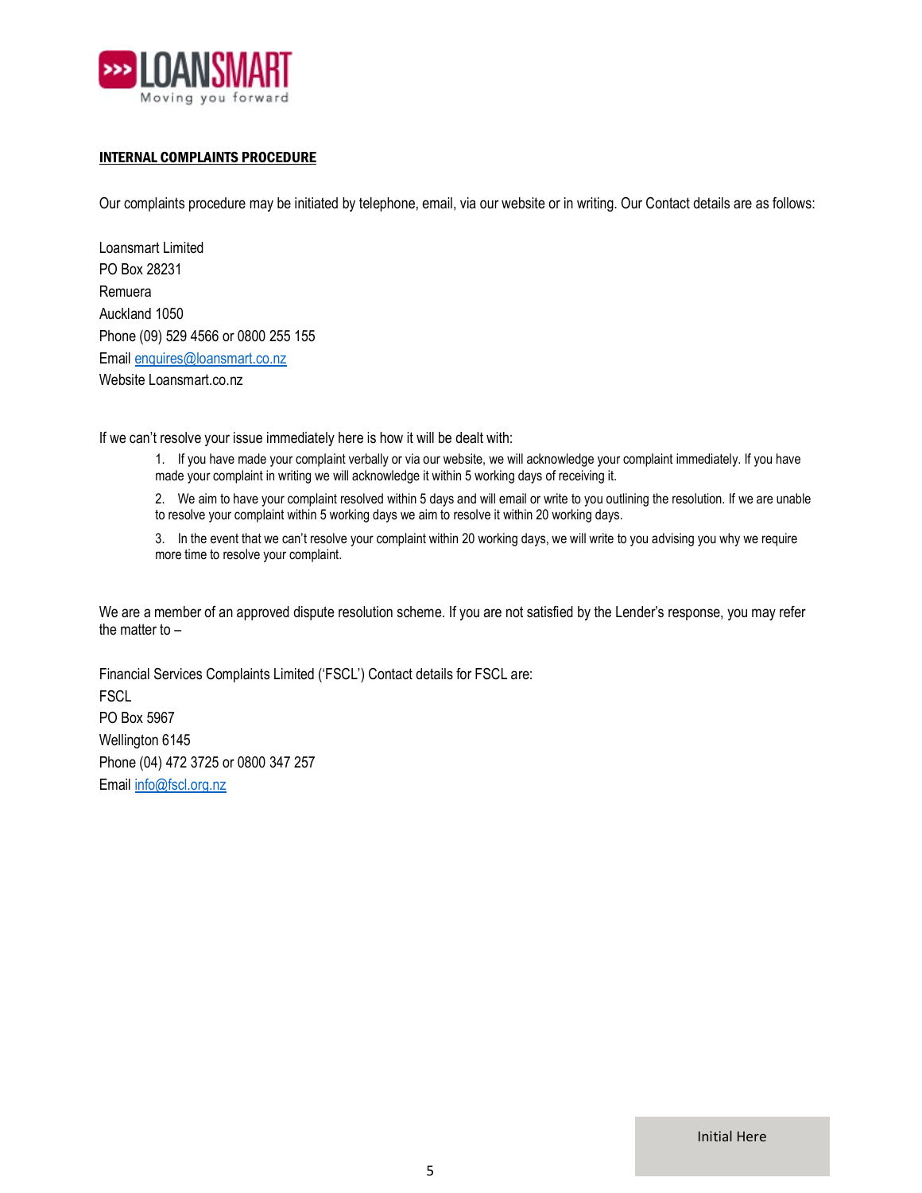**INTERNAL COMPLAINTS PROCEDURE**

Our complaints procedure may be initiated by telephone, email, via our website or in writing. Our Contact details are as follows:

Loansmart Limited
PO Box 28231
Remuera
Auckland 1050
Phone (09) 529 4566 or 0800 255 155
Email enquires@loansmart.co.nz
Website Loansmart.co.nz

If we can't resolve your issue immediately here is how it will be dealt with:

1. If you have made your complaint verbally or via our website, we will acknowledge your complaint immediately. If you have made your complaint in writing we will acknowledge it within 5 working days of receiving it.
2. We aim to have your complaint resolved within 5 days and will email or write to you outlining the resolution. If we are unable to resolve your complaint within 5 working days we aim to resolve it within 20 working days.
3. In the event that we can't resolve your complaint within 20 working days, we will write to you advising you why we require more time to resolve your complaint.

We are a member of an approved dispute resolution scheme. If you are not satisfied by the Lender's response, you may refer the matter to –

Financial Services Complaints Limited ('FSCL') Contact details for FSCL are:
FSCL
PO Box 5967
Wellington 6145
Phone (04) 472 3725 or 0800 347 257
Email info@fscl.org.nz

Initial Here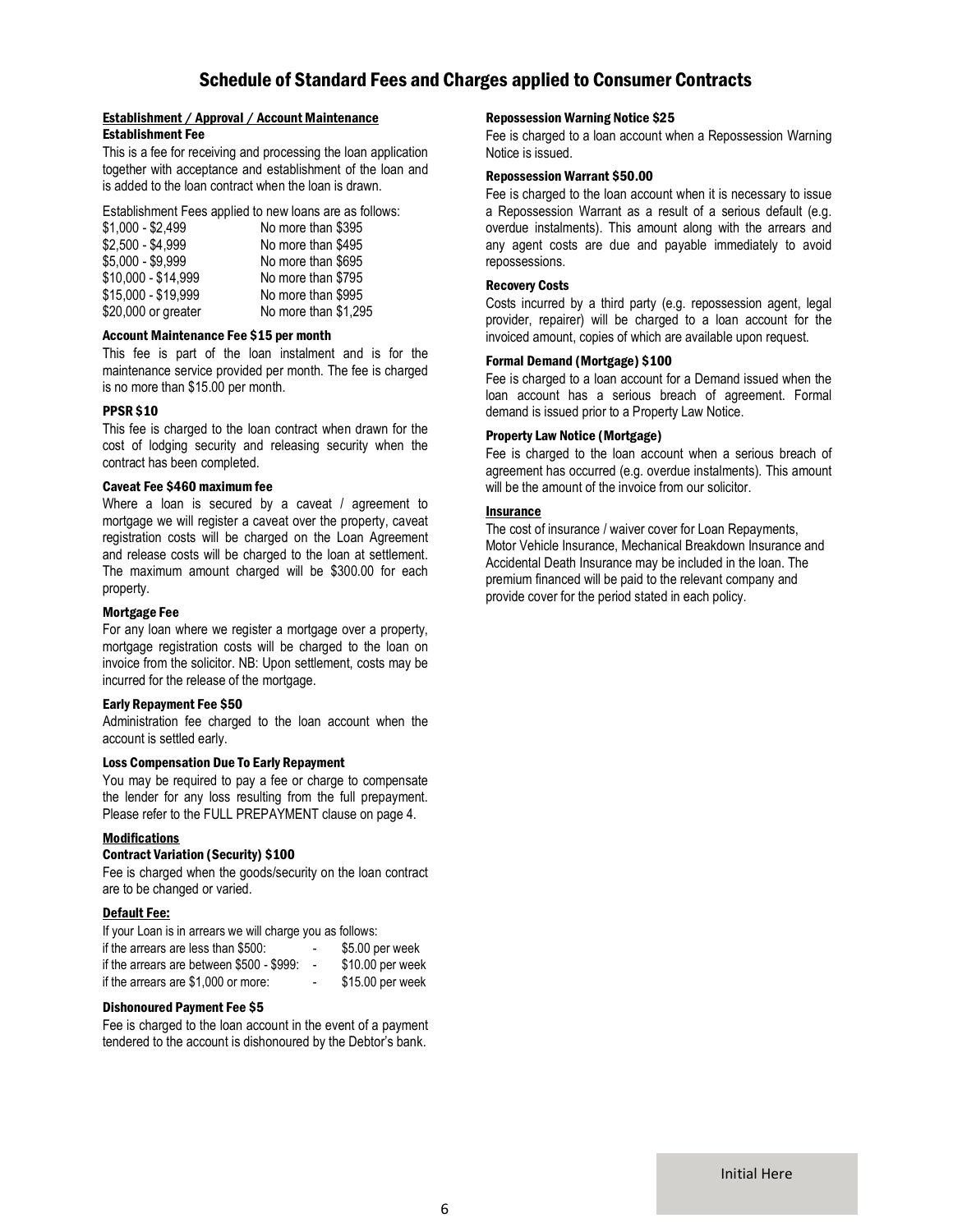# Schedule of Standard Fees and Charges applied to Consumer Contracts

**Establishment / Approval / Account Maintenance**

**Establishment Fee**

This is a fee for receiving and processing the loan application together with acceptance and establishment of the loan and is added to the loan contract when the loan is drawn.

Establishment Fees applied to new loans are as follows:

| | |
|---|---|
| $1,000 - $2,499 | No more than $395 |
| $2,500 - $4,999 | No more than $495 |
| $5,000 - $9,999 | No more than $695 |
| $10,000 - $14,999 | No more than $795 |
| $15,000 - $19,999 | No more than $995 |
| $20,000 or greater | No more than $1,295 |

**Account Maintenance Fee $15 per month**

This fee is part of the loan instalment and is for the maintenance service provided per month. The fee is charged is no more than $15.00 per month.

**PPSR $10**

This fee is charged to the loan contract when drawn for the cost of lodging security and releasing security when the contract has been completed.

**Caveat Fee $460 maximum fee**

Where a loan is secured by a caveat / agreement to mortgage we will register a caveat over the property, caveat registration costs will be charged on the Loan Agreement and release costs will be charged to the loan at settlement. The maximum amount charged will be $300.00 for each property.

**Mortgage Fee**

For any loan where we register a mortgage over a property, mortgage registration costs will be charged to the loan on invoice from the solicitor. NB: Upon settlement, costs may be incurred for the release of the mortgage.

**Early Repayment Fee $50**

Administration fee charged to the loan account when the account is settled early.

**Loss Compensation Due To Early Repayment**

You may be required to pay a fee or charge to compensate the lender for any loss resulting from the full prepayment. Please refer to the FULL PREPAYMENT clause on page 4.

**Modifications**

**Contract Variation (Security) $100**

Fee is charged when the goods/security on the loan contract are to be changed or varied.

**Default Fee:**

If your Loan is in arrears we will charge you as follows:

| | | |
|---|---|---|
| if the arrears are less than $500: | - | $5.00 per week |
| if the arrears are between $500 - $999: | - | $10.00 per week |
| if the arrears are $1,000 or more: | - | $15.00 per week |

**Dishonoured Payment Fee $5**

Fee is charged to the loan account in the event of a payment tendered to the account is dishonoured by the Debtor's bank.

**Repossession Warning Notice $25**

Fee is charged to a loan account when a Repossession Warning Notice is issued.

**Repossession Warrant $50.00**

Fee is charged to the loan account when it is necessary to issue a Repossession Warrant as a result of a serious default (e.g. overdue instalments). This amount along with the arrears and any agent costs are due and payable immediately to avoid repossessions.

**Recovery Costs**

Costs incurred by a third party (e.g. repossession agent, legal provider, repairer) will be charged to a loan account for the invoiced amount, copies of which are available upon request.

**Formal Demand (Mortgage) $100**

Fee is charged to a loan account for a Demand issued when the loan account has a serious breach of agreement. Formal demand is issued prior to a Property Law Notice.

**Property Law Notice (Mortgage)**

Fee is charged to the loan account when a serious breach of agreement has occurred (e.g. overdue instalments). This amount will be the amount of the invoice from our solicitor.

**Insurance**

The cost of insurance / waiver cover for Loan Repayments, Motor Vehicle Insurance, Mechanical Breakdown Insurance and Accidental Death Insurance may be included in the loan. The premium financed will be paid to the relevant company and provide cover for the period stated in each policy.

Initial Here